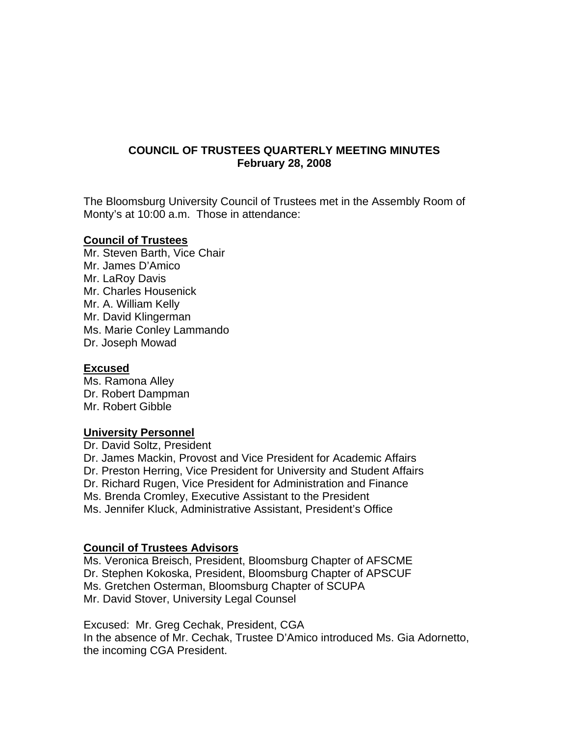# COUNCIL OF TRUSTEES QUARTERLY MEETING MINUTES
## February 28, 2008

The Bloomsburg University Council of Trustees met in the Assembly Room of Monty's at 10:00 a.m. Those in attendance:

**Council of Trustees**

Mr. Steven Barth, Vice Chair
Mr. James D'Amico
Mr. LaRoy Davis
Mr. Charles Housenick
Mr. A. William Kelly
Mr. David Klingerman
Ms. Marie Conley Lammando
Dr. Joseph Mowad

**Excused**

Ms. Ramona Alley
Dr. Robert Dampman
Mr. Robert Gibble

**University Personnel**

Dr. David Soltz, President
Dr. James Mackin, Provost and Vice President for Academic Affairs
Dr. Preston Herring, Vice President for University and Student Affairs
Dr. Richard Rugen, Vice President for Administration and Finance
Ms. Brenda Cromley, Executive Assistant to the President
Ms. Jennifer Kluck, Administrative Assistant, President's Office

**Council of Trustees Advisors**

Ms. Veronica Breisch, President, Bloomsburg Chapter of AFSCME
Dr. Stephen Kokoska, President, Bloomsburg Chapter of APSCUF
Ms. Gretchen Osterman, Bloomsburg Chapter of SCUPA
Mr. David Stover, University Legal Counsel

Excused: Mr. Greg Cechak, President, CGA
In the absence of Mr. Cechak, Trustee D'Amico introduced Ms. Gia Adornetto, the incoming CGA President.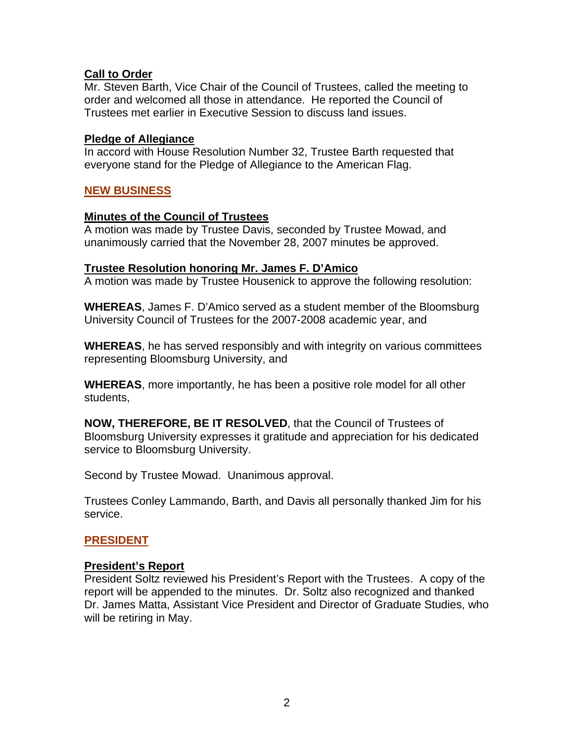### Call to Order

Mr. Steven Barth, Vice Chair of the Council of Trustees, called the meeting to order and welcomed all those in attendance. He reported the Council of Trustees met earlier in Executive Session to discuss land issues.

### Pledge of Allegiance

In accord with House Resolution Number 32, Trustee Barth requested that everyone stand for the Pledge of Allegiance to the American Flag.

## NEW BUSINESS

### Minutes of the Council of Trustees

A motion was made by Trustee Davis, seconded by Trustee Mowad, and unanimously carried that the November 28, 2007 minutes be approved.

### Trustee Resolution honoring Mr. James F. D'Amico

A motion was made by Trustee Housenick to approve the following resolution:

**WHEREAS**, James F. D'Amico served as a student member of the Bloomsburg University Council of Trustees for the 2007-2008 academic year, and

**WHEREAS**, he has served responsibly and with integrity on various committees representing Bloomsburg University, and

**WHEREAS**, more importantly, he has been a positive role model for all other students,

**NOW, THEREFORE, BE IT RESOLVED**, that the Council of Trustees of Bloomsburg University expresses it gratitude and appreciation for his dedicated service to Bloomsburg University.

Second by Trustee Mowad. Unanimous approval.

Trustees Conley Lammando, Barth, and Davis all personally thanked Jim for his service.

## PRESIDENT

### President's Report

President Soltz reviewed his President's Report with the Trustees. A copy of the report will be appended to the minutes. Dr. Soltz also recognized and thanked Dr. James Matta, Assistant Vice President and Director of Graduate Studies, who will be retiring in May.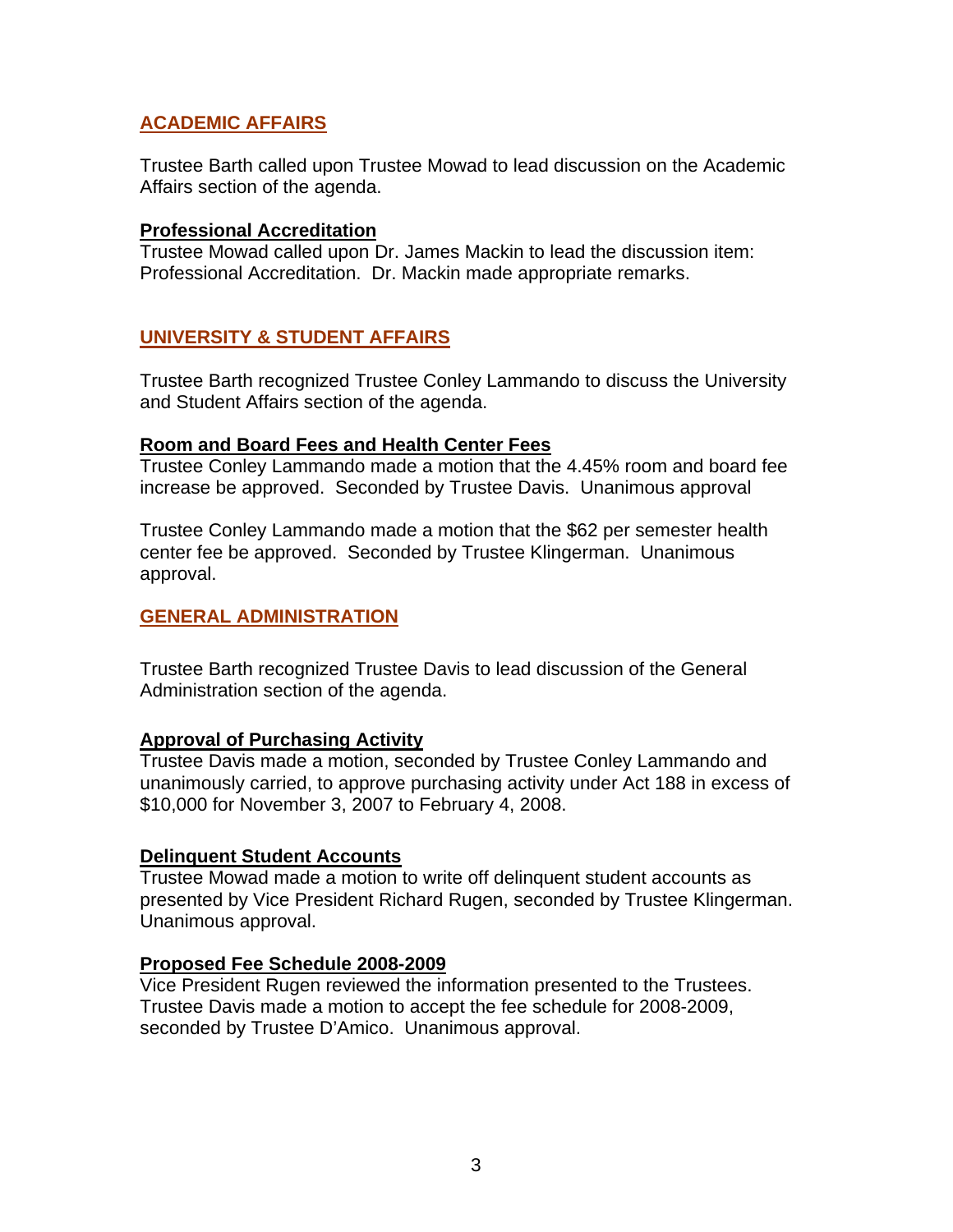## ACADEMIC AFFAIRS

Trustee Barth called upon Trustee Mowad to lead discussion on the Academic Affairs section of the agenda.

### Professional Accreditation

Trustee Mowad called upon Dr. James Mackin to lead the discussion item: Professional Accreditation. Dr. Mackin made appropriate remarks.

## UNIVERSITY & STUDENT AFFAIRS

Trustee Barth recognized Trustee Conley Lammando to discuss the University and Student Affairs section of the agenda.

### Room and Board Fees and Health Center Fees

Trustee Conley Lammando made a motion that the 4.45% room and board fee increase be approved. Seconded by Trustee Davis. Unanimous approval

Trustee Conley Lammando made a motion that the $62 per semester health center fee be approved. Seconded by Trustee Klingerman. Unanimous approval.

## GENERAL ADMINISTRATION

Trustee Barth recognized Trustee Davis to lead discussion of the General Administration section of the agenda.

### Approval of Purchasing Activity

Trustee Davis made a motion, seconded by Trustee Conley Lammando and unanimously carried, to approve purchasing activity under Act 188 in excess of $10,000 for November 3, 2007 to February 4, 2008.

### Delinquent Student Accounts

Trustee Mowad made a motion to write off delinquent student accounts as presented by Vice President Richard Rugen, seconded by Trustee Klingerman. Unanimous approval.

### Proposed Fee Schedule 2008-2009

Vice President Rugen reviewed the information presented to the Trustees. Trustee Davis made a motion to accept the fee schedule for 2008-2009, seconded by Trustee D'Amico. Unanimous approval.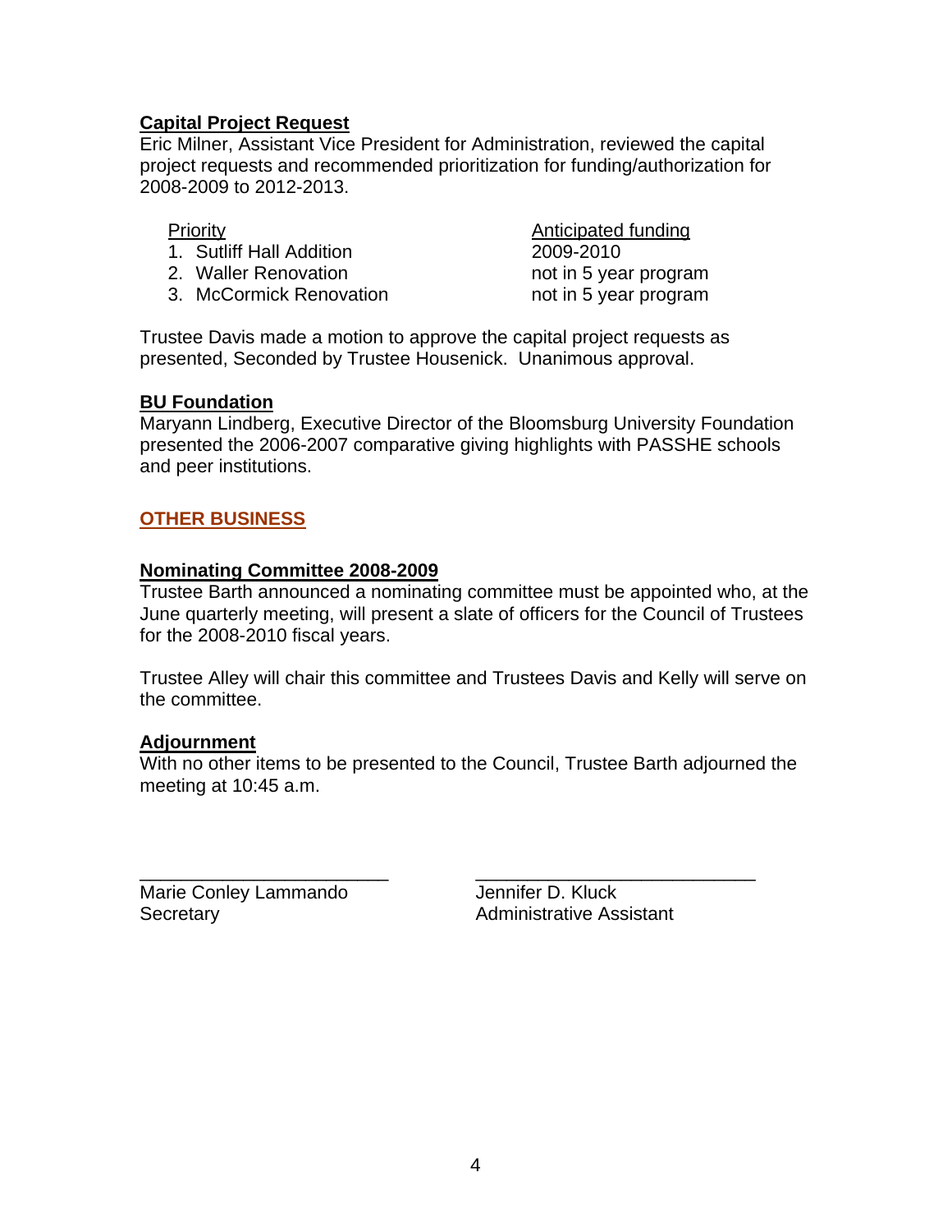**Capital Project Request**

Eric Milner, Assistant Vice President for Administration, reviewed the capital project requests and recommended prioritization for funding/authorization for 2008-2009 to 2012-2013.

| Priority | Anticipated funding |
|---|---|
| 1. Sutliff Hall Addition | 2009-2010 |
| 2. Waller Renovation | not in 5 year program |
| 3. McCormick Renovation | not in 5 year program |

Trustee Davis made a motion to approve the capital project requests as presented, Seconded by Trustee Housenick. Unanimous approval.

**BU Foundation**

Maryann Lindberg, Executive Director of the Bloomsburg University Foundation presented the 2006-2007 comparative giving highlights with PASSHE schools and peer institutions.

## OTHER BUSINESS

**Nominating Committee 2008-2009**

Trustee Barth announced a nominating committee must be appointed who, at the June quarterly meeting, will present a slate of officers for the Council of Trustees for the 2008-2010 fiscal years.

Trustee Alley will chair this committee and Trustees Davis and Kelly will serve on the committee.

**Adjournment**

With no other items to be presented to the Council, Trustee Barth adjourned the meeting at 10:45 a.m.

\_\_\_\_\_\_\_\_\_\_\_\_\_\_\_\_\_\_\_\_\_\_\_\_\_
Marie Conley Lammando
Secretary

\_\_\_\_\_\_\_\_\_\_\_\_\_\_\_\_\_\_\_\_\_\_\_\_\_\_\_\_
Jennifer D. Kluck
Administrative Assistant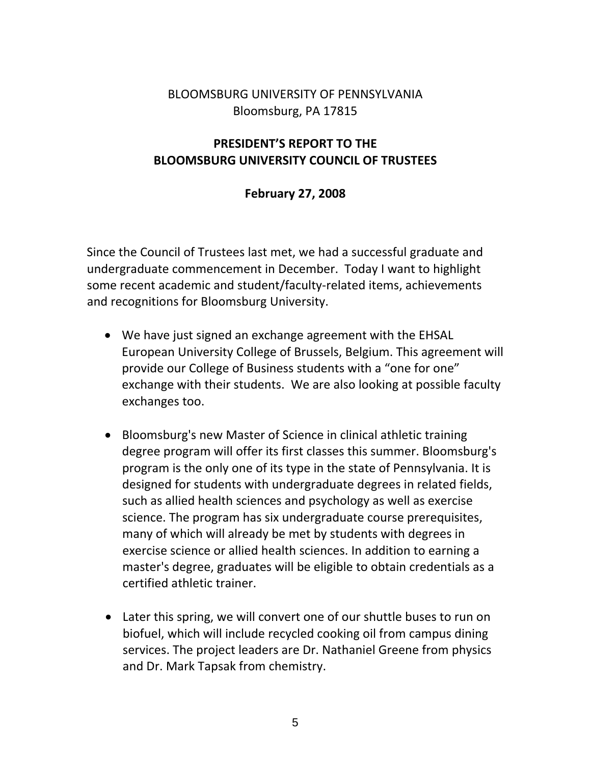BLOOMSBURG UNIVERSITY OF PENNSYLVANIA
Bloomsburg, PA 17815

## PRESIDENT'S REPORT TO THE BLOOMSBURG UNIVERSITY COUNCIL OF TRUSTEES

**February 27, 2008**

Since the Council of Trustees last met, we had a successful graduate and undergraduate commencement in December. Today I want to highlight some recent academic and student/faculty-related items, achievements and recognitions for Bloomsburg University.

- We have just signed an exchange agreement with the EHSAL European University College of Brussels, Belgium. This agreement will provide our College of Business students with a "one for one" exchange with their students. We are also looking at possible faculty exchanges too.

- Bloomsburg's new Master of Science in clinical athletic training degree program will offer its first classes this summer. Bloomsburg's program is the only one of its type in the state of Pennsylvania. It is designed for students with undergraduate degrees in related fields, such as allied health sciences and psychology as well as exercise science. The program has six undergraduate course prerequisites, many of which will already be met by students with degrees in exercise science or allied health sciences. In addition to earning a master's degree, graduates will be eligible to obtain credentials as a certified athletic trainer.

- Later this spring, we will convert one of our shuttle buses to run on biofuel, which will include recycled cooking oil from campus dining services. The project leaders are Dr. Nathaniel Greene from physics and Dr. Mark Tapsak from chemistry.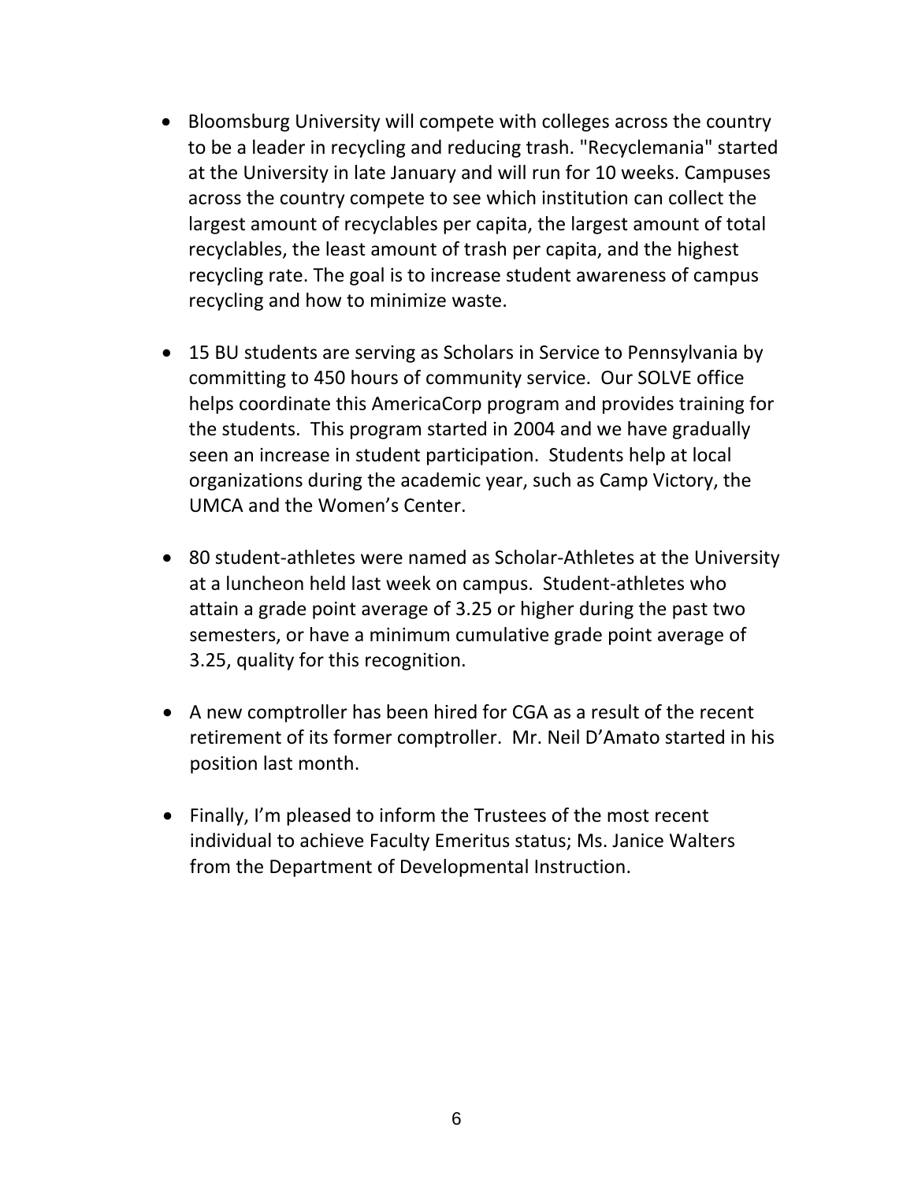- Bloomsburg University will compete with colleges across the country to be a leader in recycling and reducing trash. "Recyclemania" started at the University in late January and will run for 10 weeks. Campuses across the country compete to see which institution can collect the largest amount of recyclables per capita, the largest amount of total recyclables, the least amount of trash per capita, and the highest recycling rate. The goal is to increase student awareness of campus recycling and how to minimize waste.

- 15 BU students are serving as Scholars in Service to Pennsylvania by committing to 450 hours of community service. Our SOLVE office helps coordinate this AmericaCorp program and provides training for the students. This program started in 2004 and we have gradually seen an increase in student participation. Students help at local organizations during the academic year, such as Camp Victory, the UMCA and the Women's Center.

- 80 student-athletes were named as Scholar-Athletes at the University at a luncheon held last week on campus. Student-athletes who attain a grade point average of 3.25 or higher during the past two semesters, or have a minimum cumulative grade point average of 3.25, quality for this recognition.

- A new comptroller has been hired for CGA as a result of the recent retirement of its former comptroller. Mr. Neil D'Amato started in his position last month.

- Finally, I'm pleased to inform the Trustees of the most recent individual to achieve Faculty Emeritus status; Ms. Janice Walters from the Department of Developmental Instruction.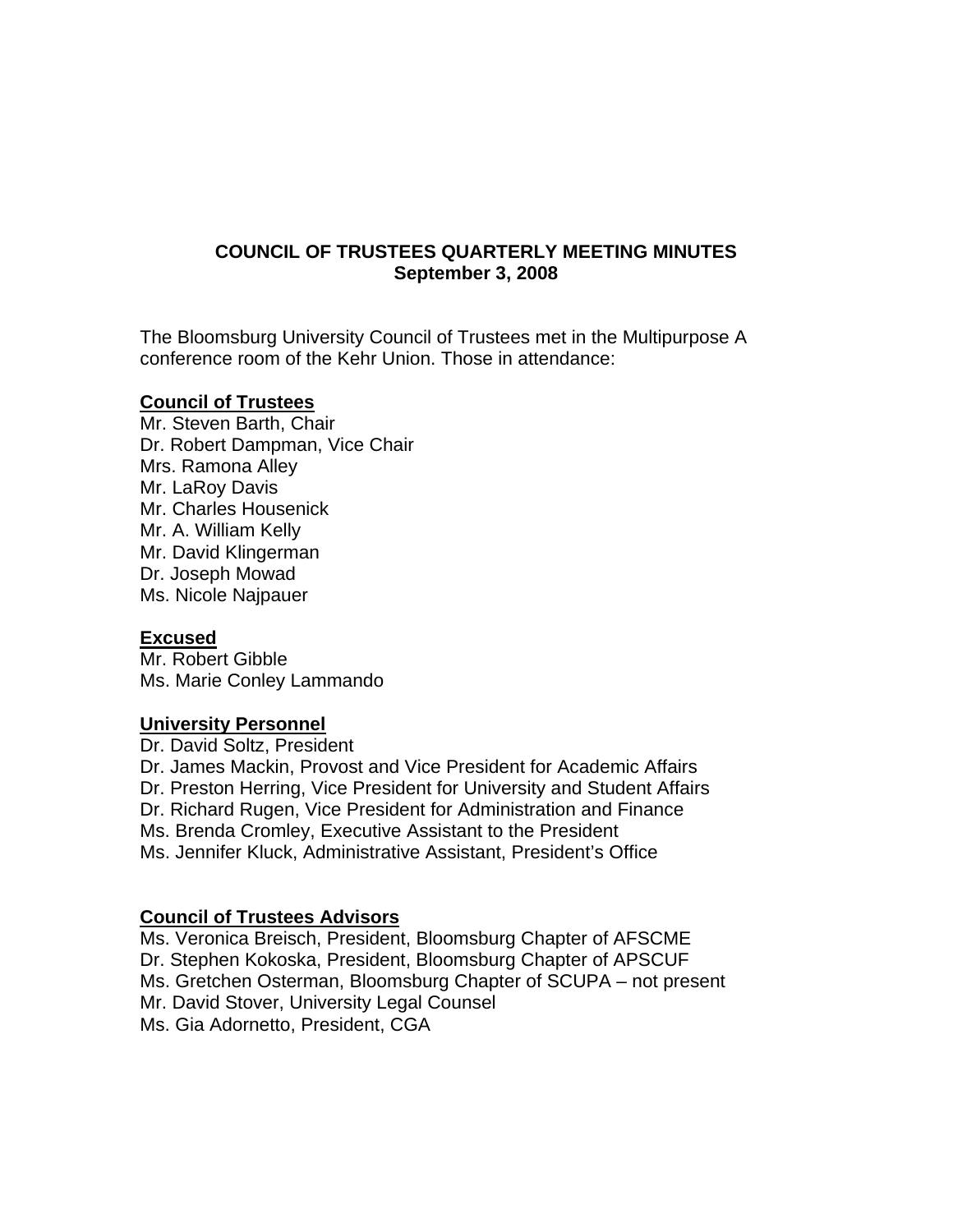# COUNCIL OF TRUSTEES QUARTERLY MEETING MINUTES
**September 3, 2008**

The Bloomsburg University Council of Trustees met in the Multipurpose A conference room of the Kehr Union. Those in attendance:

**Council of Trustees**

Mr. Steven Barth, Chair
Dr. Robert Dampman, Vice Chair
Mrs. Ramona Alley
Mr. LaRoy Davis
Mr. Charles Housenick
Mr. A. William Kelly
Mr. David Klingerman
Dr. Joseph Mowad
Ms. Nicole Najpauer

**Excused**

Mr. Robert Gibble
Ms. Marie Conley Lammando

**University Personnel**

Dr. David Soltz, President
Dr. James Mackin, Provost and Vice President for Academic Affairs
Dr. Preston Herring, Vice President for University and Student Affairs
Dr. Richard Rugen, Vice President for Administration and Finance
Ms. Brenda Cromley, Executive Assistant to the President
Ms. Jennifer Kluck, Administrative Assistant, President's Office

**Council of Trustees Advisors**

Ms. Veronica Breisch, President, Bloomsburg Chapter of AFSCME
Dr. Stephen Kokoska, President, Bloomsburg Chapter of APSCUF
Ms. Gretchen Osterman, Bloomsburg Chapter of SCUPA – not present
Mr. David Stover, University Legal Counsel
Ms. Gia Adornetto, President, CGA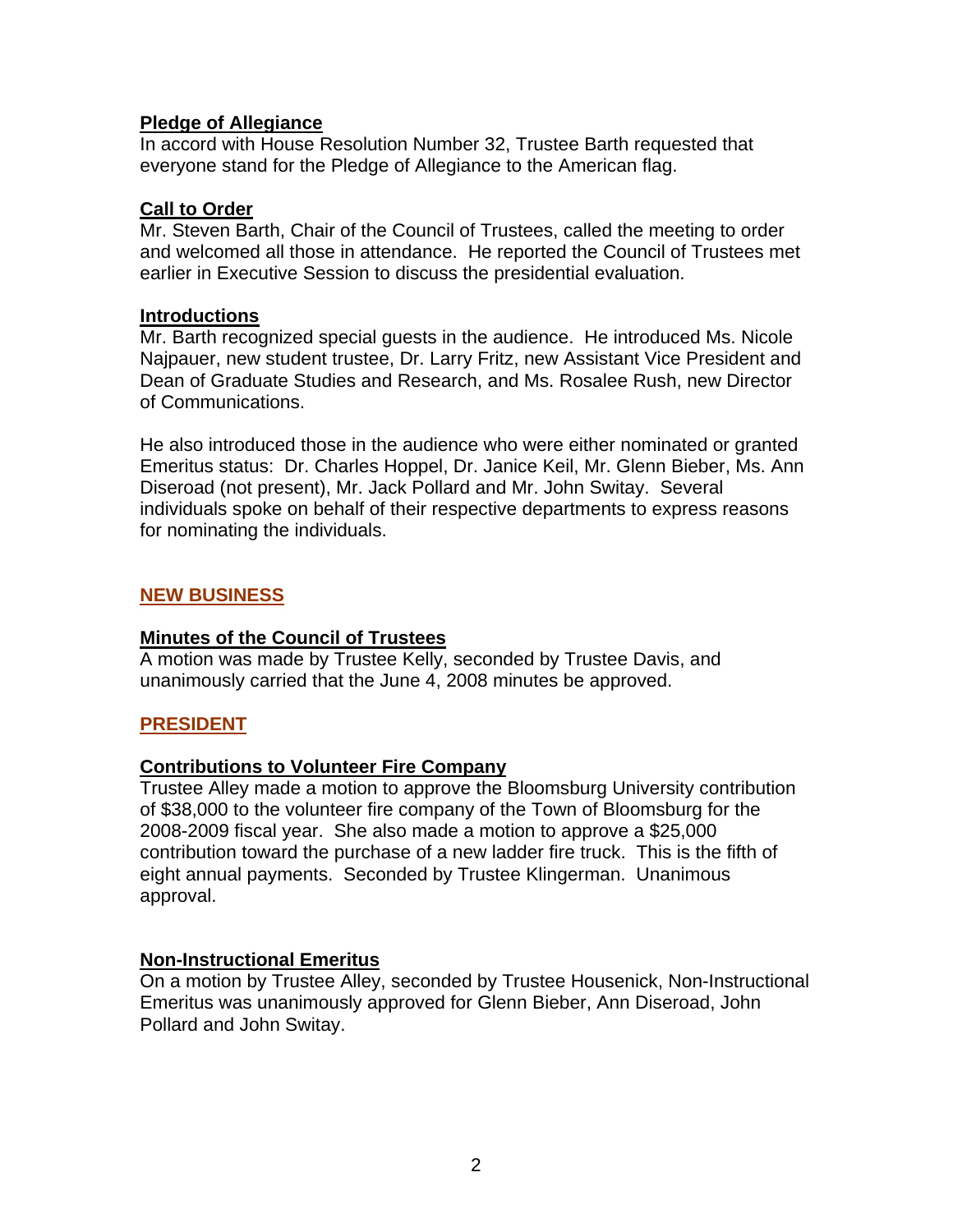**Pledge of Allegiance**

In accord with House Resolution Number 32, Trustee Barth requested that everyone stand for the Pledge of Allegiance to the American flag.

**Call to Order**

Mr. Steven Barth, Chair of the Council of Trustees, called the meeting to order and welcomed all those in attendance. He reported the Council of Trustees met earlier in Executive Session to discuss the presidential evaluation.

**Introductions**

Mr. Barth recognized special guests in the audience. He introduced Ms. Nicole Najpauer, new student trustee, Dr. Larry Fritz, new Assistant Vice President and Dean of Graduate Studies and Research, and Ms. Rosalee Rush, new Director of Communications.

He also introduced those in the audience who were either nominated or granted Emeritus status: Dr. Charles Hoppel, Dr. Janice Keil, Mr. Glenn Bieber, Ms. Ann Diseroad (not present), Mr. Jack Pollard and Mr. John Switay. Several individuals spoke on behalf of their respective departments to express reasons for nominating the individuals.

## NEW BUSINESS

**Minutes of the Council of Trustees**

A motion was made by Trustee Kelly, seconded by Trustee Davis, and unanimously carried that the June 4, 2008 minutes be approved.

## PRESIDENT

**Contributions to Volunteer Fire Company**

Trustee Alley made a motion to approve the Bloomsburg University contribution of $38,000 to the volunteer fire company of the Town of Bloomsburg for the 2008-2009 fiscal year. She also made a motion to approve a $25,000 contribution toward the purchase of a new ladder fire truck. This is the fifth of eight annual payments. Seconded by Trustee Klingerman. Unanimous approval.

**Non-Instructional Emeritus**

On a motion by Trustee Alley, seconded by Trustee Housenick, Non-Instructional Emeritus was unanimously approved for Glenn Bieber, Ann Diseroad, John Pollard and John Switay.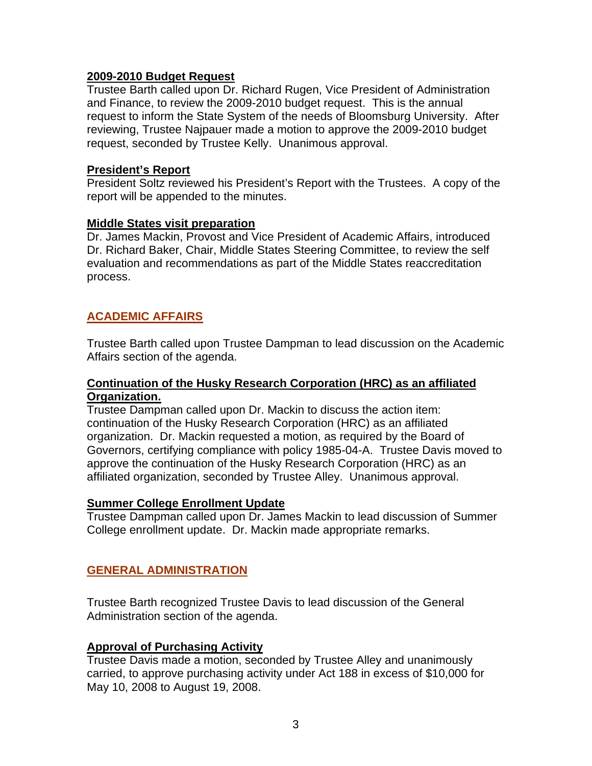**2009-2010 Budget Request**

Trustee Barth called upon Dr. Richard Rugen, Vice President of Administration and Finance, to review the 2009-2010 budget request. This is the annual request to inform the State System of the needs of Bloomsburg University. After reviewing, Trustee Najpauer made a motion to approve the 2009-2010 budget request, seconded by Trustee Kelly. Unanimous approval.

**President's Report**

President Soltz reviewed his President's Report with the Trustees. A copy of the report will be appended to the minutes.

**Middle States visit preparation**

Dr. James Mackin, Provost and Vice President of Academic Affairs, introduced Dr. Richard Baker, Chair, Middle States Steering Committee, to review the self evaluation and recommendations as part of the Middle States reaccreditation process.

## ACADEMIC AFFAIRS

Trustee Barth called upon Trustee Dampman to lead discussion on the Academic Affairs section of the agenda.

**Continuation of the Husky Research Corporation (HRC) as an affiliated Organization.**

Trustee Dampman called upon Dr. Mackin to discuss the action item: continuation of the Husky Research Corporation (HRC) as an affiliated organization. Dr. Mackin requested a motion, as required by the Board of Governors, certifying compliance with policy 1985-04-A. Trustee Davis moved to approve the continuation of the Husky Research Corporation (HRC) as an affiliated organization, seconded by Trustee Alley. Unanimous approval.

**Summer College Enrollment Update**

Trustee Dampman called upon Dr. James Mackin to lead discussion of Summer College enrollment update. Dr. Mackin made appropriate remarks.

## GENERAL ADMINISTRATION

Trustee Barth recognized Trustee Davis to lead discussion of the General Administration section of the agenda.

**Approval of Purchasing Activity**

Trustee Davis made a motion, seconded by Trustee Alley and unanimously carried, to approve purchasing activity under Act 188 in excess of $10,000 for May 10, 2008 to August 19, 2008.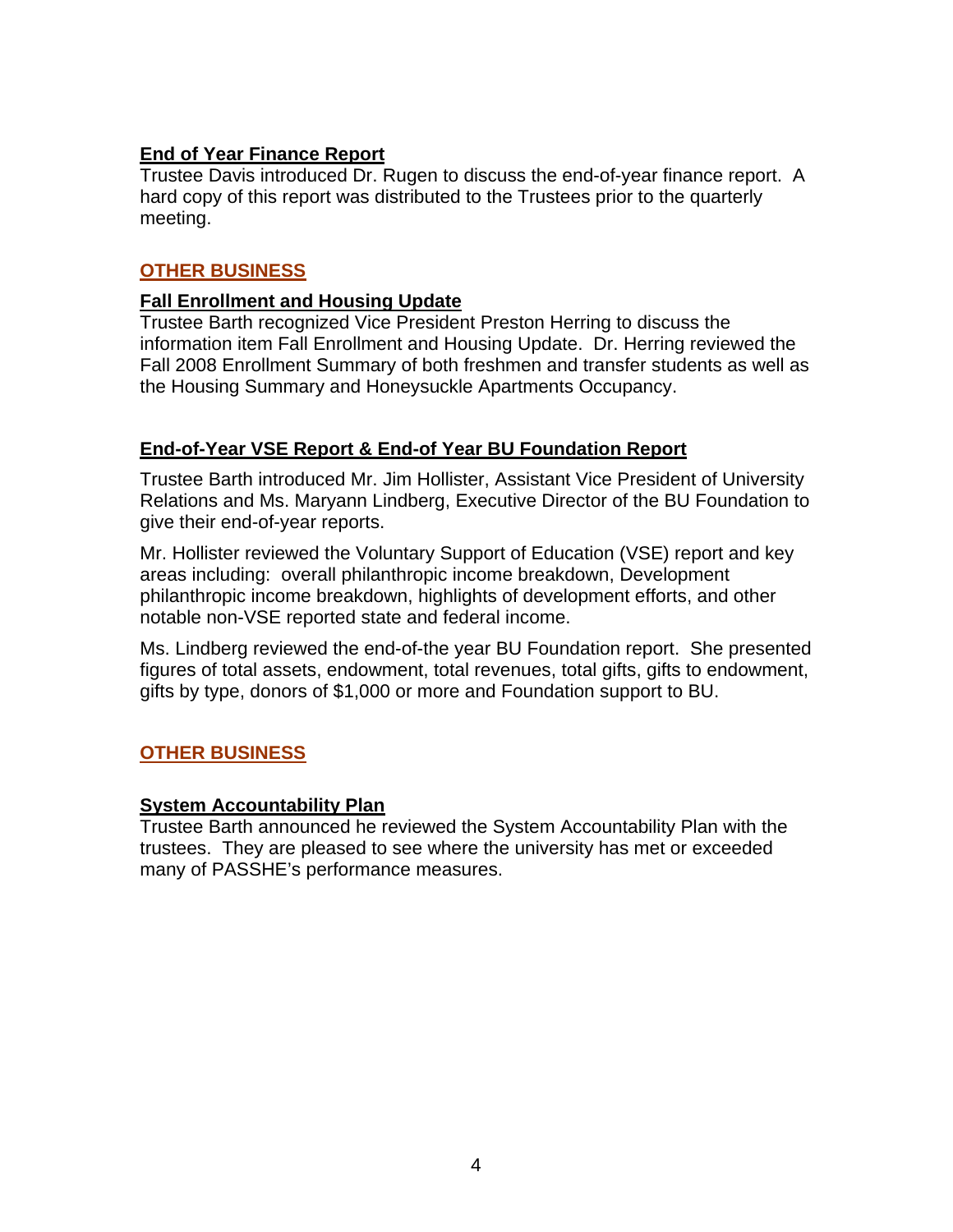**End of Year Finance Report**

Trustee Davis introduced Dr. Rugen to discuss the end-of-year finance report. A hard copy of this report was distributed to the Trustees prior to the quarterly meeting.

## OTHER BUSINESS

**Fall Enrollment and Housing Update**

Trustee Barth recognized Vice President Preston Herring to discuss the information item Fall Enrollment and Housing Update. Dr. Herring reviewed the Fall 2008 Enrollment Summary of both freshmen and transfer students as well as the Housing Summary and Honeysuckle Apartments Occupancy.

**End-of-Year VSE Report & End-of Year BU Foundation Report**

Trustee Barth introduced Mr. Jim Hollister, Assistant Vice President of University Relations and Ms. Maryann Lindberg, Executive Director of the BU Foundation to give their end-of-year reports.

Mr. Hollister reviewed the Voluntary Support of Education (VSE) report and key areas including: overall philanthropic income breakdown, Development philanthropic income breakdown, highlights of development efforts, and other notable non-VSE reported state and federal income.

Ms. Lindberg reviewed the end-of-the year BU Foundation report. She presented figures of total assets, endowment, total revenues, total gifts, gifts to endowment, gifts by type, donors of $1,000 or more and Foundation support to BU.

## OTHER BUSINESS

**System Accountability Plan**

Trustee Barth announced he reviewed the System Accountability Plan with the trustees. They are pleased to see where the university has met or exceeded many of PASSHE's performance measures.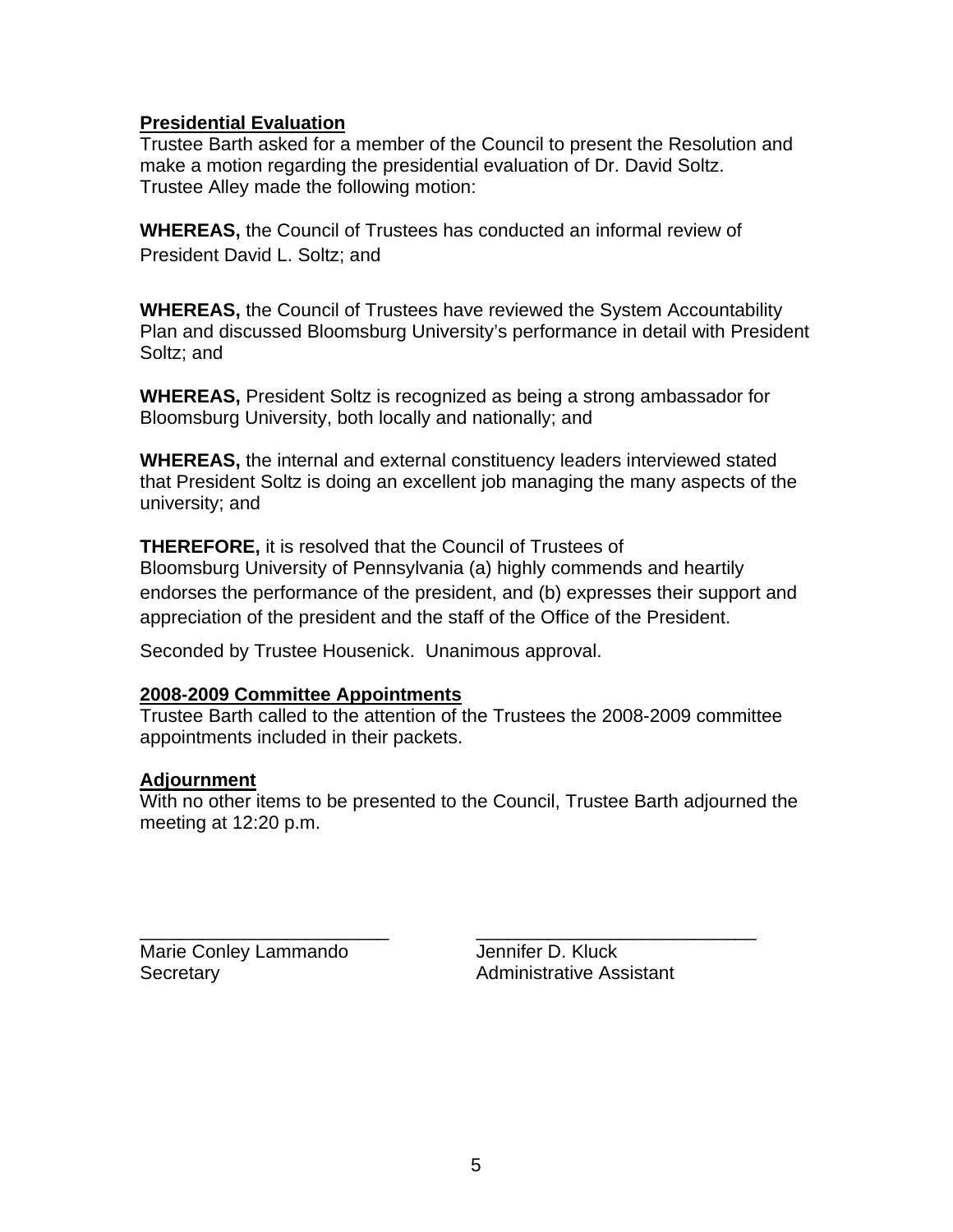**Presidential Evaluation**

Trustee Barth asked for a member of the Council to present the Resolution and make a motion regarding the presidential evaluation of Dr. David Soltz. Trustee Alley made the following motion:

**WHEREAS,** the Council of Trustees has conducted an informal review of President David L. Soltz; and

**WHEREAS,** the Council of Trustees have reviewed the System Accountability Plan and discussed Bloomsburg University's performance in detail with President Soltz; and

**WHEREAS,** President Soltz is recognized as being a strong ambassador for Bloomsburg University, both locally and nationally; and

**WHEREAS,** the internal and external constituency leaders interviewed stated that President Soltz is doing an excellent job managing the many aspects of the university; and

**THEREFORE,** it is resolved that the Council of Trustees of Bloomsburg University of Pennsylvania (a) highly commends and heartily endorses the performance of the president, and (b) expresses their support and appreciation of the president and the staff of the Office of the President.

Seconded by Trustee Housenick. Unanimous approval.

**2008-2009 Committee Appointments**

Trustee Barth called to the attention of the Trustees the 2008-2009 committee appointments included in their packets.

**Adjournment**

With no other items to be presented to the Council, Trustee Barth adjourned the meeting at 12:20 p.m.

\_\_\_\_\_\_\_\_\_\_\_\_\_\_\_\_\_\_\_\_\_\_\_\_
Marie Conley Lammando
Secretary

\_\_\_\_\_\_\_\_\_\_\_\_\_\_\_\_\_\_\_\_\_\_\_\_
Jennifer D. Kluck
Administrative Assistant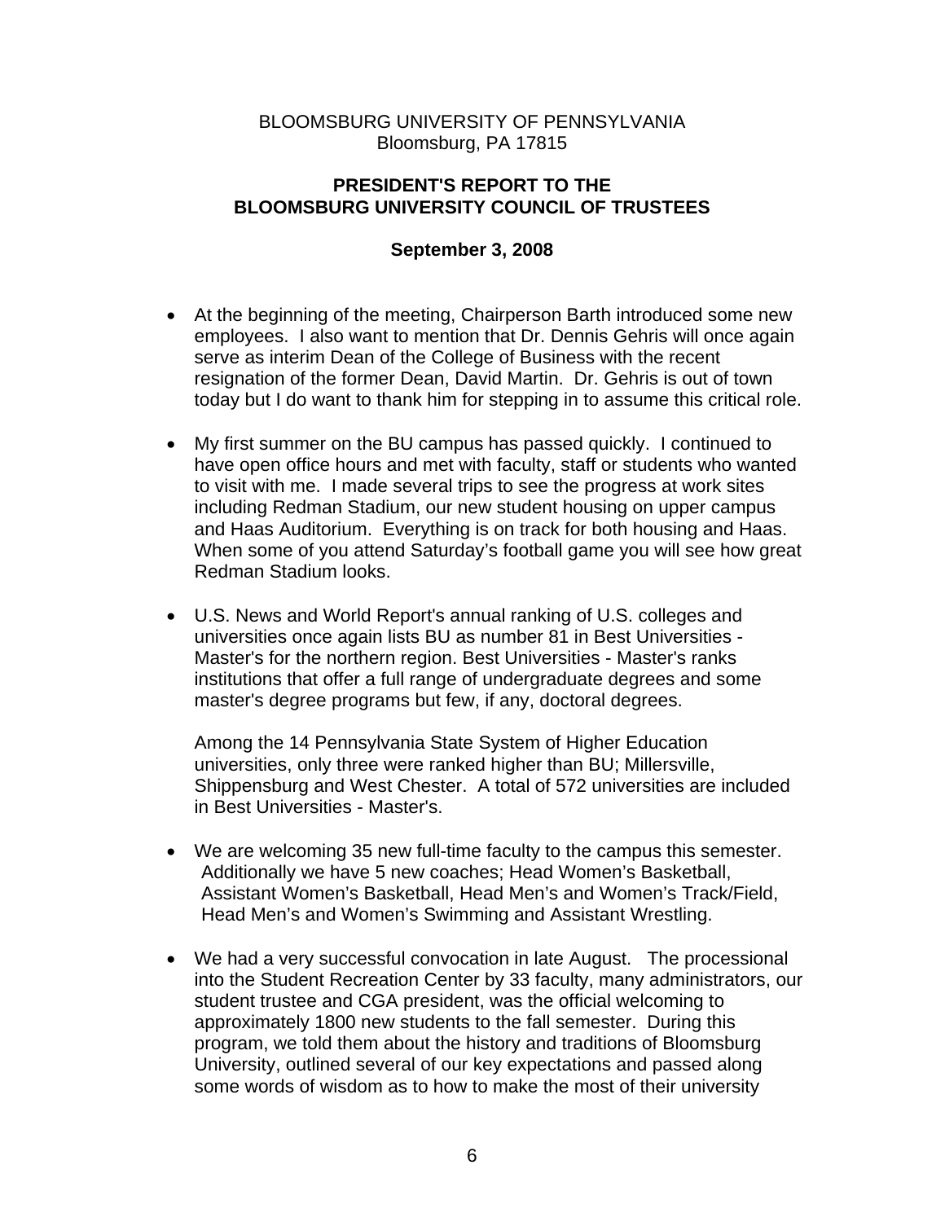BLOOMSBURG UNIVERSITY OF PENNSYLVANIA
Bloomsburg, PA 17815

**PRESIDENT'S REPORT TO THE BLOOMSBURG UNIVERSITY COUNCIL OF TRUSTEES**

**September 3, 2008**

- At the beginning of the meeting, Chairperson Barth introduced some new employees. I also want to mention that Dr. Dennis Gehris will once again serve as interim Dean of the College of Business with the recent resignation of the former Dean, David Martin. Dr. Gehris is out of town today but I do want to thank him for stepping in to assume this critical role.

- My first summer on the BU campus has passed quickly. I continued to have open office hours and met with faculty, staff or students who wanted to visit with me. I made several trips to see the progress at work sites including Redman Stadium, our new student housing on upper campus and Haas Auditorium. Everything is on track for both housing and Haas. When some of you attend Saturday's football game you will see how great Redman Stadium looks.

- U.S. News and World Report's annual ranking of U.S. colleges and universities once again lists BU as number 81 in Best Universities - Master's for the northern region. Best Universities - Master's ranks institutions that offer a full range of undergraduate degrees and some master's degree programs but few, if any, doctoral degrees.

  Among the 14 Pennsylvania State System of Higher Education universities, only three were ranked higher than BU; Millersville, Shippensburg and West Chester. A total of 572 universities are included in Best Universities - Master's.

- We are welcoming 35 new full-time faculty to the campus this semester. Additionally we have 5 new coaches; Head Women's Basketball, Assistant Women's Basketball, Head Men's and Women's Track/Field, Head Men's and Women's Swimming and Assistant Wrestling.

- We had a very successful convocation in late August. The processional into the Student Recreation Center by 33 faculty, many administrators, our student trustee and CGA president, was the official welcoming to approximately 1800 new students to the fall semester. During this program, we told them about the history and traditions of Bloomsburg University, outlined several of our key expectations and passed along some words of wisdom as to how to make the most of their university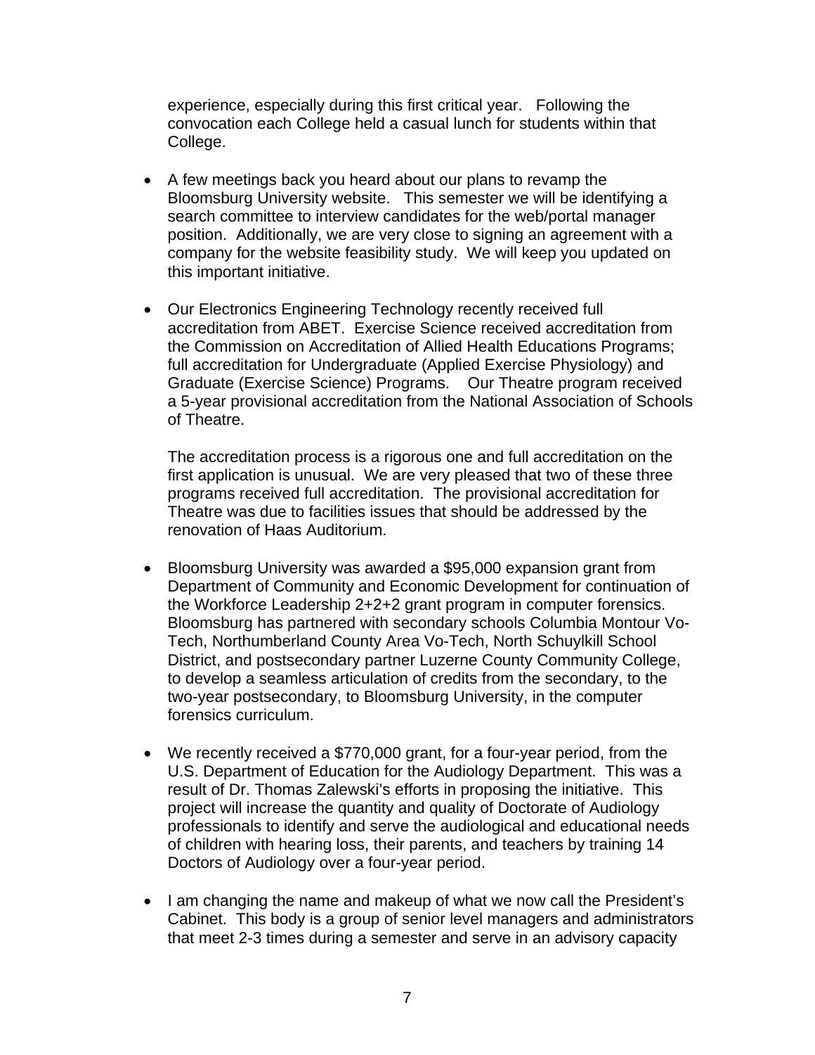experience, especially during this first critical year. Following the convocation each College held a casual lunch for students within that College.

- A few meetings back you heard about our plans to revamp the Bloomsburg University website. This semester we will be identifying a search committee to interview candidates for the web/portal manager position. Additionally, we are very close to signing an agreement with a company for the website feasibility study. We will keep you updated on this important initiative.

- Our Electronics Engineering Technology recently received full accreditation from ABET. Exercise Science received accreditation from the Commission on Accreditation of Allied Health Educations Programs; full accreditation for Undergraduate (Applied Exercise Physiology) and Graduate (Exercise Science) Programs. Our Theatre program received a 5-year provisional accreditation from the National Association of Schools of Theatre.

  The accreditation process is a rigorous one and full accreditation on the first application is unusual. We are very pleased that two of these three programs received full accreditation. The provisional accreditation for Theatre was due to facilities issues that should be addressed by the renovation of Haas Auditorium.

- Bloomsburg University was awarded a $95,000 expansion grant from Department of Community and Economic Development for continuation of the Workforce Leadership 2+2+2 grant program in computer forensics. Bloomsburg has partnered with secondary schools Columbia Montour Vo-Tech, Northumberland County Area Vo-Tech, North Schuylkill School District, and postsecondary partner Luzerne County Community College, to develop a seamless articulation of credits from the secondary, to the two-year postsecondary, to Bloomsburg University, in the computer forensics curriculum.

- We recently received a $770,000 grant, for a four-year period, from the U.S. Department of Education for the Audiology Department. This was a result of Dr. Thomas Zalewski's efforts in proposing the initiative. This project will increase the quantity and quality of Doctorate of Audiology professionals to identify and serve the audiological and educational needs of children with hearing loss, their parents, and teachers by training 14 Doctors of Audiology over a four-year period.

- I am changing the name and makeup of what we now call the President's Cabinet. This body is a group of senior level managers and administrators that meet 2-3 times during a semester and serve in an advisory capacity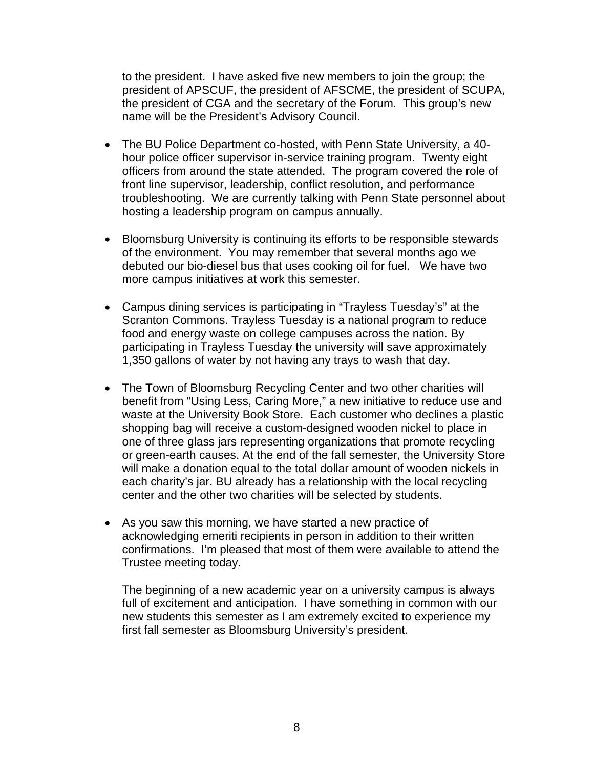to the president. I have asked five new members to join the group; the president of APSCUF, the president of AFSCME, the president of SCUPA, the president of CGA and the secretary of the Forum. This group's new name will be the President's Advisory Council.

- The BU Police Department co-hosted, with Penn State University, a 40-hour police officer supervisor in-service training program. Twenty eight officers from around the state attended. The program covered the role of front line supervisor, leadership, conflict resolution, and performance troubleshooting. We are currently talking with Penn State personnel about hosting a leadership program on campus annually.

- Bloomsburg University is continuing its efforts to be responsible stewards of the environment. You may remember that several months ago we debuted our bio-diesel bus that uses cooking oil for fuel. We have two more campus initiatives at work this semester.

- Campus dining services is participating in "Trayless Tuesday's" at the Scranton Commons. Trayless Tuesday is a national program to reduce food and energy waste on college campuses across the nation. By participating in Trayless Tuesday the university will save approximately 1,350 gallons of water by not having any trays to wash that day.

- The Town of Bloomsburg Recycling Center and two other charities will benefit from "Using Less, Caring More," a new initiative to reduce use and waste at the University Book Store. Each customer who declines a plastic shopping bag will receive a custom-designed wooden nickel to place in one of three glass jars representing organizations that promote recycling or green-earth causes. At the end of the fall semester, the University Store will make a donation equal to the total dollar amount of wooden nickels in each charity's jar. BU already has a relationship with the local recycling center and the other two charities will be selected by students.

- As you saw this morning, we have started a new practice of acknowledging emeriti recipients in person in addition to their written confirmations. I'm pleased that most of them were available to attend the Trustee meeting today.

The beginning of a new academic year on a university campus is always full of excitement and anticipation. I have something in common with our new students this semester as I am extremely excited to experience my first fall semester as Bloomsburg University's president.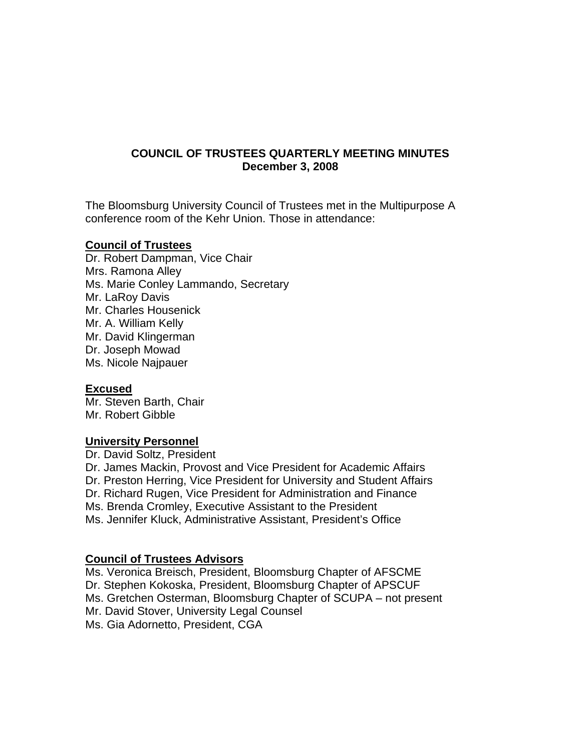**COUNCIL OF TRUSTEES QUARTERLY MEETING MINUTES**
**December 3, 2008**

The Bloomsburg University Council of Trustees met in the Multipurpose A conference room of the Kehr Union. Those in attendance:

**Council of Trustees**

Dr. Robert Dampman, Vice Chair
Mrs. Ramona Alley
Ms. Marie Conley Lammando, Secretary
Mr. LaRoy Davis
Mr. Charles Housenick
Mr. A. William Kelly
Mr. David Klingerman
Dr. Joseph Mowad
Ms. Nicole Najpauer

**Excused**

Mr. Steven Barth, Chair
Mr. Robert Gibble

**University Personnel**

Dr. David Soltz, President
Dr. James Mackin, Provost and Vice President for Academic Affairs
Dr. Preston Herring, Vice President for University and Student Affairs
Dr. Richard Rugen, Vice President for Administration and Finance
Ms. Brenda Cromley, Executive Assistant to the President
Ms. Jennifer Kluck, Administrative Assistant, President's Office

**Council of Trustees Advisors**

Ms. Veronica Breisch, President, Bloomsburg Chapter of AFSCME
Dr. Stephen Kokoska, President, Bloomsburg Chapter of APSCUF
Ms. Gretchen Osterman, Bloomsburg Chapter of SCUPA – not present
Mr. David Stover, University Legal Counsel
Ms. Gia Adornetto, President, CGA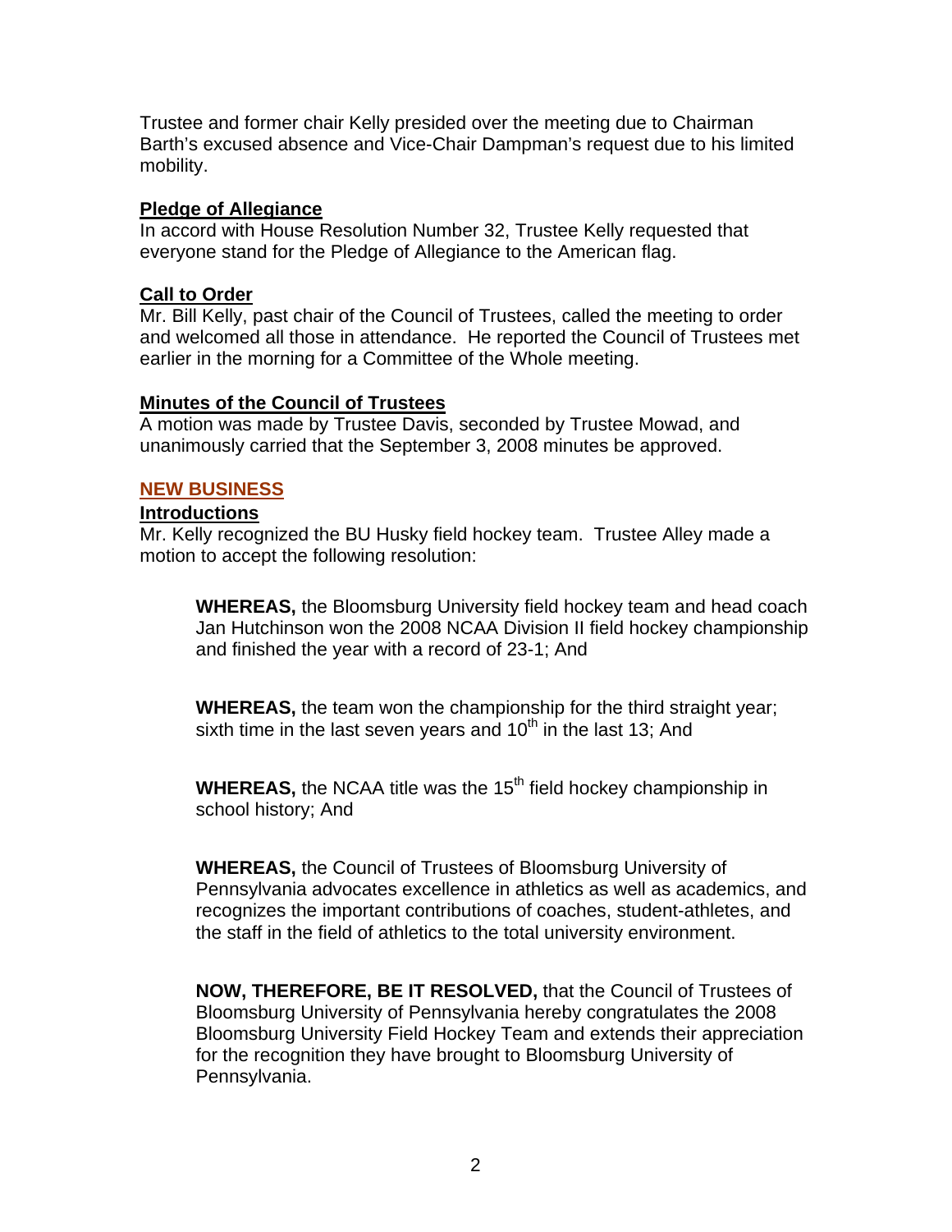Trustee and former chair Kelly presided over the meeting due to Chairman Barth's excused absence and Vice-Chair Dampman's request due to his limited mobility.

**Pledge of Allegiance**

In accord with House Resolution Number 32, Trustee Kelly requested that everyone stand for the Pledge of Allegiance to the American flag.

**Call to Order**

Mr. Bill Kelly, past chair of the Council of Trustees, called the meeting to order and welcomed all those in attendance. He reported the Council of Trustees met earlier in the morning for a Committee of the Whole meeting.

**Minutes of the Council of Trustees**

A motion was made by Trustee Davis, seconded by Trustee Mowad, and unanimously carried that the September 3, 2008 minutes be approved.

## NEW BUSINESS

**Introductions**

Mr. Kelly recognized the BU Husky field hockey team. Trustee Alley made a motion to accept the following resolution:

> **WHEREAS,** the Bloomsburg University field hockey team and head coach Jan Hutchinson won the 2008 NCAA Division II field hockey championship and finished the year with a record of 23-1; And
>
> **WHEREAS,** the team won the championship for the third straight year; sixth time in the last seven years and 10th in the last 13; And
>
> **WHEREAS,** the NCAA title was the 15th field hockey championship in school history; And
>
> **WHEREAS,** the Council of Trustees of Bloomsburg University of Pennsylvania advocates excellence in athletics as well as academics, and recognizes the important contributions of coaches, student-athletes, and the staff in the field of athletics to the total university environment.
>
> **NOW, THEREFORE, BE IT RESOLVED,** that the Council of Trustees of Bloomsburg University of Pennsylvania hereby congratulates the 2008 Bloomsburg University Field Hockey Team and extends their appreciation for the recognition they have brought to Bloomsburg University of Pennsylvania.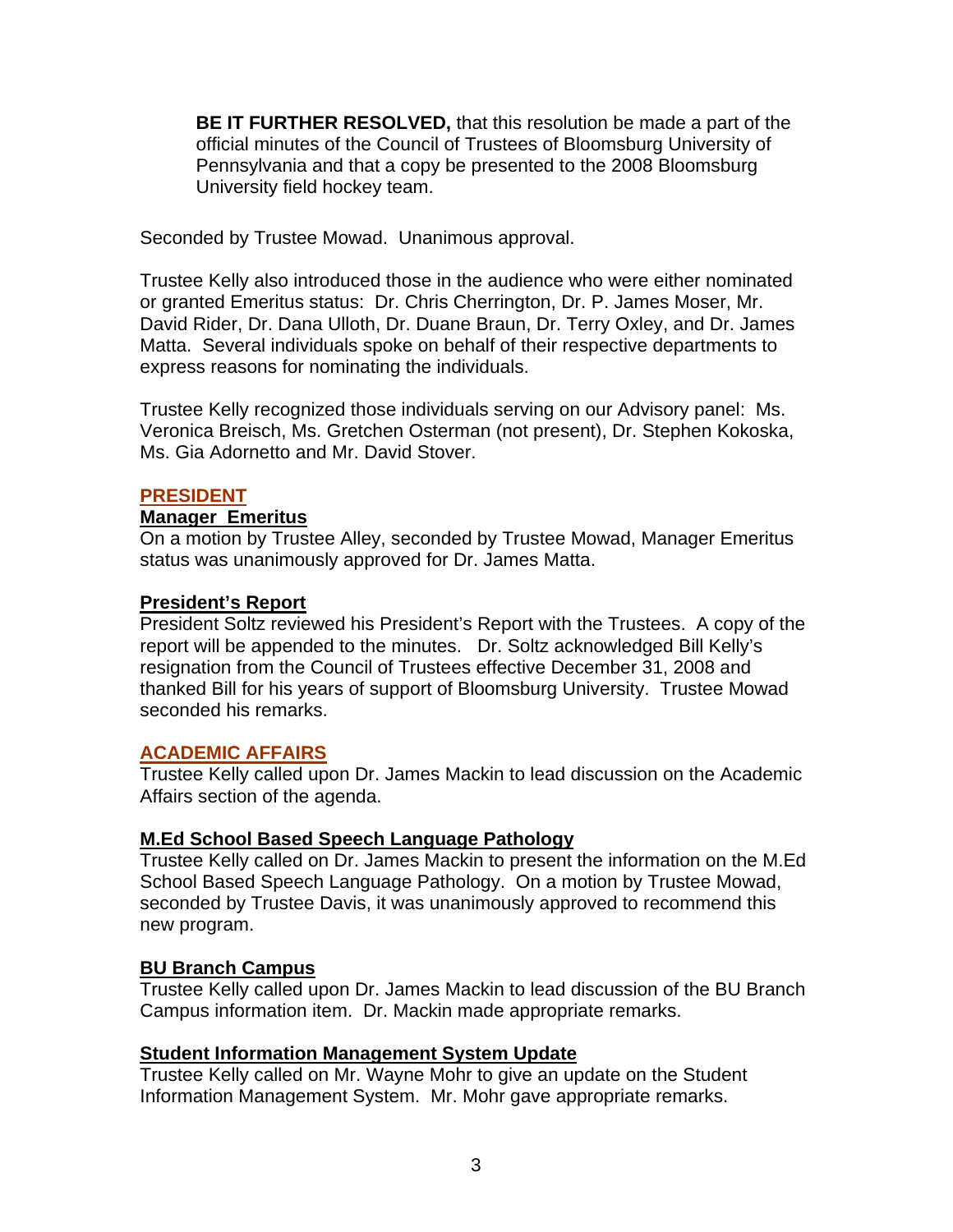**BE IT FURTHER RESOLVED,** that this resolution be made a part of the official minutes of the Council of Trustees of Bloomsburg University of Pennsylvania and that a copy be presented to the 2008 Bloomsburg University field hockey team.

Seconded by Trustee Mowad. Unanimous approval.

Trustee Kelly also introduced those in the audience who were either nominated or granted Emeritus status: Dr. Chris Cherrington, Dr. P. James Moser, Mr. David Rider, Dr. Dana Ulloth, Dr. Duane Braun, Dr. Terry Oxley, and Dr. James Matta. Several individuals spoke on behalf of their respective departments to express reasons for nominating the individuals.

Trustee Kelly recognized those individuals serving on our Advisory panel: Ms. Veronica Breisch, Ms. Gretchen Osterman (not present), Dr. Stephen Kokoska, Ms. Gia Adornetto and Mr. David Stover.

## PRESIDENT

### Manager Emeritus

On a motion by Trustee Alley, seconded by Trustee Mowad, Manager Emeritus status was unanimously approved for Dr. James Matta.

### President's Report

President Soltz reviewed his President's Report with the Trustees. A copy of the report will be appended to the minutes. Dr. Soltz acknowledged Bill Kelly's resignation from the Council of Trustees effective December 31, 2008 and thanked Bill for his years of support of Bloomsburg University. Trustee Mowad seconded his remarks.

## ACADEMIC AFFAIRS

Trustee Kelly called upon Dr. James Mackin to lead discussion on the Academic Affairs section of the agenda.

### M.Ed School Based Speech Language Pathology

Trustee Kelly called on Dr. James Mackin to present the information on the M.Ed School Based Speech Language Pathology. On a motion by Trustee Mowad, seconded by Trustee Davis, it was unanimously approved to recommend this new program.

### BU Branch Campus

Trustee Kelly called upon Dr. James Mackin to lead discussion of the BU Branch Campus information item. Dr. Mackin made appropriate remarks.

### Student Information Management System Update

Trustee Kelly called on Mr. Wayne Mohr to give an update on the Student Information Management System. Mr. Mohr gave appropriate remarks.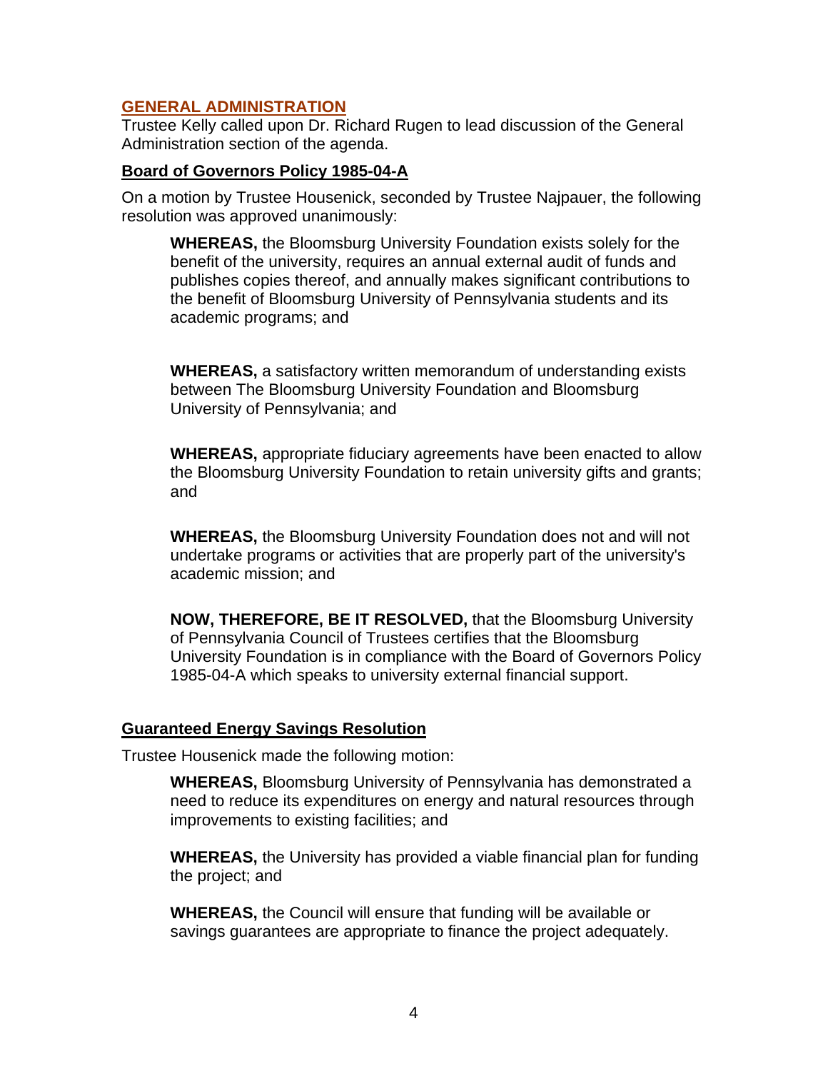## GENERAL ADMINISTRATION

Trustee Kelly called upon Dr. Richard Rugen to lead discussion of the General Administration section of the agenda.

### Board of Governors Policy 1985-04-A

On a motion by Trustee Housenick, seconded by Trustee Najpauer, the following resolution was approved unanimously:

> **WHEREAS,** the Bloomsburg University Foundation exists solely for the benefit of the university, requires an annual external audit of funds and publishes copies thereof, and annually makes significant contributions to the benefit of Bloomsburg University of Pennsylvania students and its academic programs; and
>
> **WHEREAS,** a satisfactory written memorandum of understanding exists between The Bloomsburg University Foundation and Bloomsburg University of Pennsylvania; and
>
> **WHEREAS,** appropriate fiduciary agreements have been enacted to allow the Bloomsburg University Foundation to retain university gifts and grants; and
>
> **WHEREAS,** the Bloomsburg University Foundation does not and will not undertake programs or activities that are properly part of the university's academic mission; and
>
> **NOW, THEREFORE, BE IT RESOLVED,** that the Bloomsburg University of Pennsylvania Council of Trustees certifies that the Bloomsburg University Foundation is in compliance with the Board of Governors Policy 1985-04-A which speaks to university external financial support.

### Guaranteed Energy Savings Resolution

Trustee Housenick made the following motion:

> **WHEREAS,** Bloomsburg University of Pennsylvania has demonstrated a need to reduce its expenditures on energy and natural resources through improvements to existing facilities; and
>
> **WHEREAS,** the University has provided a viable financial plan for funding the project; and
>
> **WHEREAS,** the Council will ensure that funding will be available or savings guarantees are appropriate to finance the project adequately.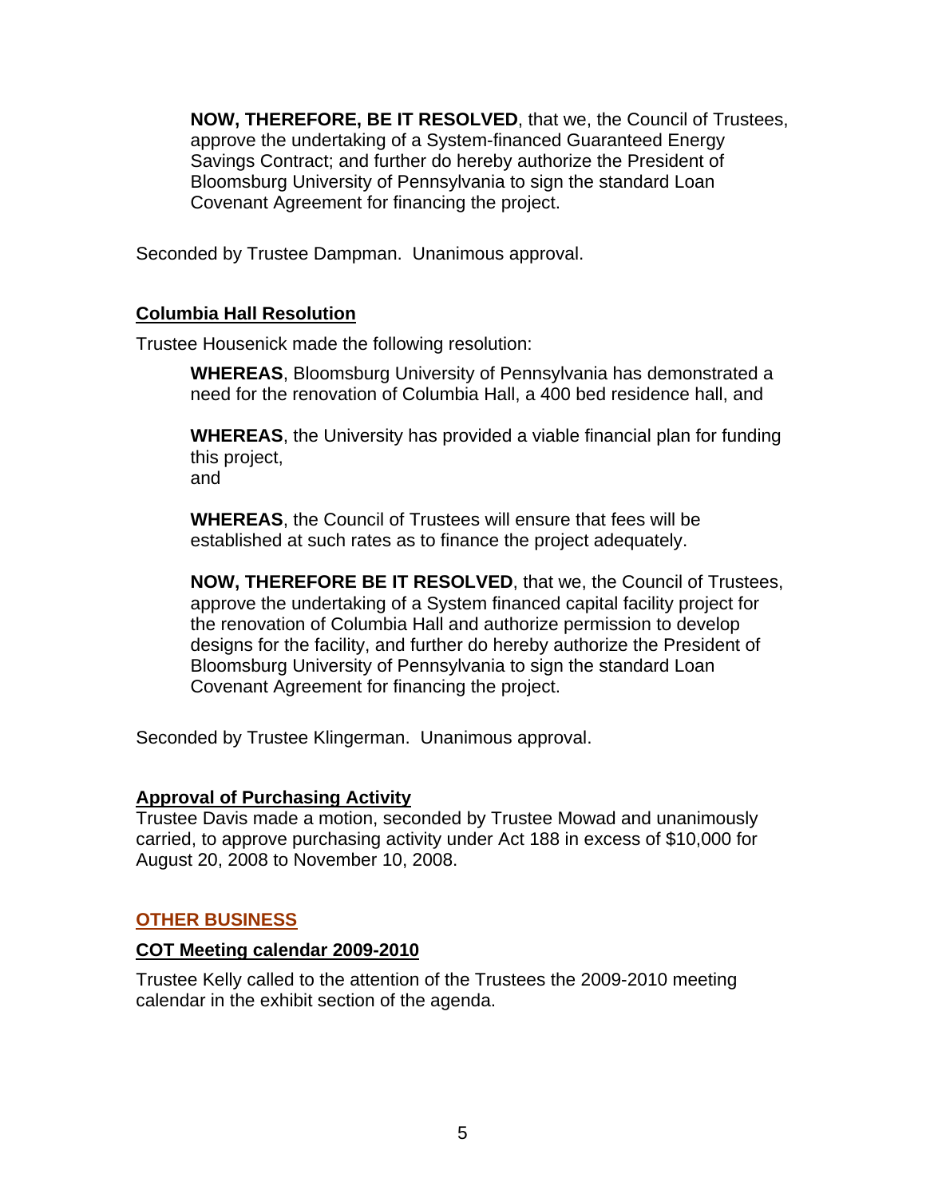**NOW, THEREFORE, BE IT RESOLVED**, that we, the Council of Trustees, approve the undertaking of a System-financed Guaranteed Energy Savings Contract; and further do hereby authorize the President of Bloomsburg University of Pennsylvania to sign the standard Loan Covenant Agreement for financing the project.

Seconded by Trustee Dampman. Unanimous approval.

### Columbia Hall Resolution

Trustee Housenick made the following resolution:

**WHEREAS**, Bloomsburg University of Pennsylvania has demonstrated a need for the renovation of Columbia Hall, a 400 bed residence hall, and

**WHEREAS**, the University has provided a viable financial plan for funding this project,
and

**WHEREAS**, the Council of Trustees will ensure that fees will be established at such rates as to finance the project adequately.

**NOW, THEREFORE BE IT RESOLVED**, that we, the Council of Trustees, approve the undertaking of a System financed capital facility project for the renovation of Columbia Hall and authorize permission to develop designs for the facility, and further do hereby authorize the President of Bloomsburg University of Pennsylvania to sign the standard Loan Covenant Agreement for financing the project.

Seconded by Trustee Klingerman. Unanimous approval.

### Approval of Purchasing Activity

Trustee Davis made a motion, seconded by Trustee Mowad and unanimously carried, to approve purchasing activity under Act 188 in excess of $10,000 for August 20, 2008 to November 10, 2008.

## OTHER BUSINESS

### COT Meeting calendar 2009-2010

Trustee Kelly called to the attention of the Trustees the 2009-2010 meeting calendar in the exhibit section of the agenda.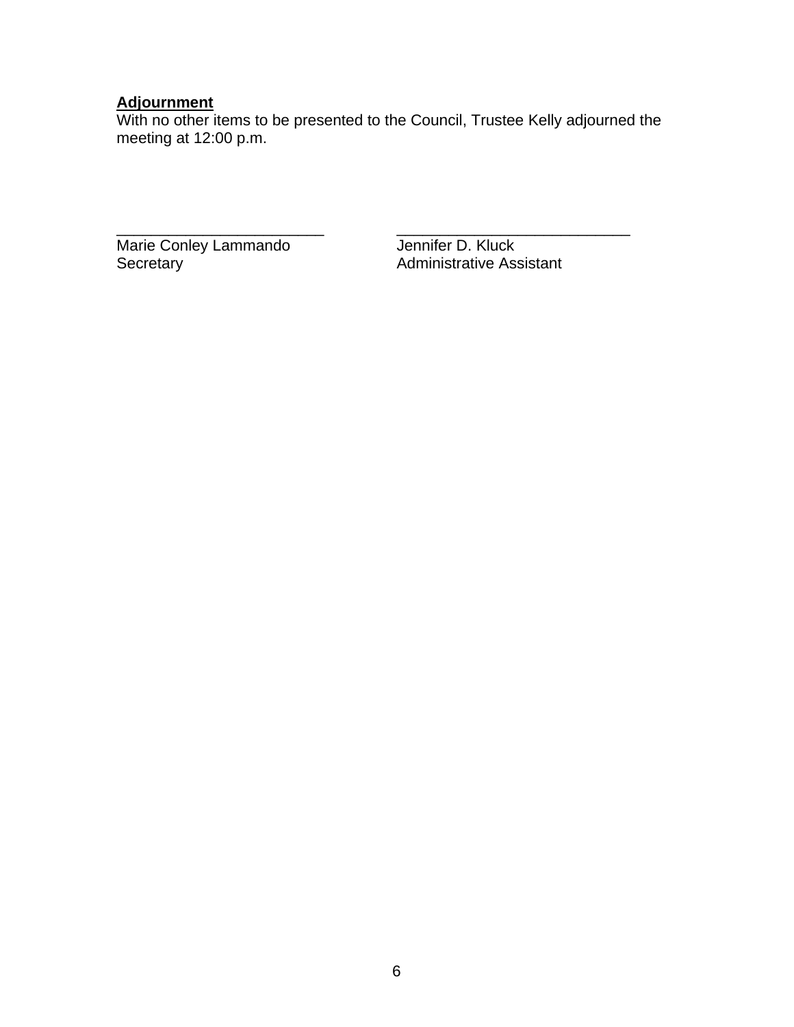**Adjournment**
With no other items to be presented to the Council, Trustee Kelly adjourned the meeting at 12:00 p.m.

| | |
|---|---|
| ________________________ | ___________________________ |
| Marie Conley Lammando | Jennifer D. Kluck |
| Secretary | Administrative Assistant |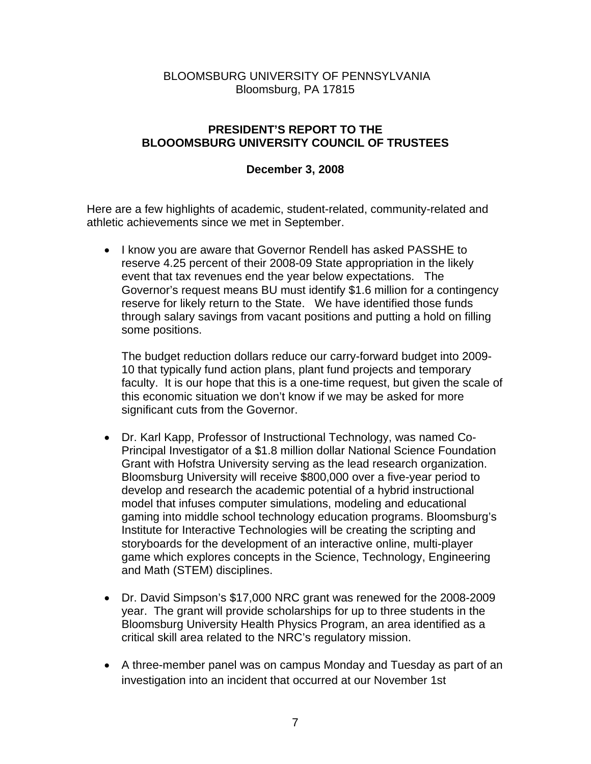BLOOMSBURG UNIVERSITY OF PENNSYLVANIA
Bloomsburg, PA 17815

**PRESIDENT'S REPORT TO THE BLOOOMSBURG UNIVERSITY COUNCIL OF TRUSTEES**

**December 3, 2008**

Here are a few highlights of academic, student-related, community-related and athletic achievements since we met in September.

- I know you are aware that Governor Rendell has asked PASSHE to reserve 4.25 percent of their 2008-09 State appropriation in the likely event that tax revenues end the year below expectations. The Governor's request means BU must identify $1.6 million for a contingency reserve for likely return to the State. We have identified those funds through salary savings from vacant positions and putting a hold on filling some positions.

  The budget reduction dollars reduce our carry-forward budget into 2009-10 that typically fund action plans, plant fund projects and temporary faculty. It is our hope that this is a one-time request, but given the scale of this economic situation we don't know if we may be asked for more significant cuts from the Governor.

- Dr. Karl Kapp, Professor of Instructional Technology, was named Co-Principal Investigator of a $1.8 million dollar National Science Foundation Grant with Hofstra University serving as the lead research organization. Bloomsburg University will receive $800,000 over a five-year period to develop and research the academic potential of a hybrid instructional model that infuses computer simulations, modeling and educational gaming into middle school technology education programs. Bloomsburg's Institute for Interactive Technologies will be creating the scripting and storyboards for the development of an interactive online, multi-player game which explores concepts in the Science, Technology, Engineering and Math (STEM) disciplines.

- Dr. David Simpson's $17,000 NRC grant was renewed for the 2008-2009 year. The grant will provide scholarships for up to three students in the Bloomsburg University Health Physics Program, an area identified as a critical skill area related to the NRC's regulatory mission.

- A three-member panel was on campus Monday and Tuesday as part of an investigation into an incident that occurred at our November 1st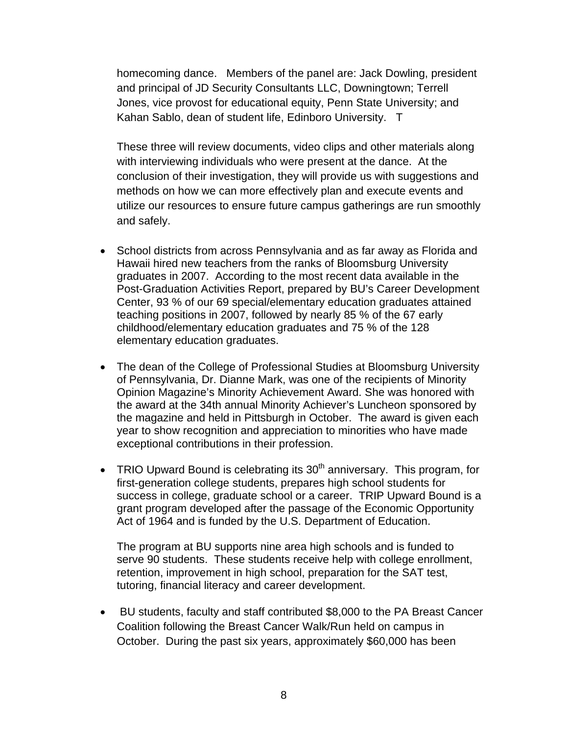homecoming dance. Members of the panel are: Jack Dowling, president and principal of JD Security Consultants LLC, Downingtown; Terrell Jones, vice provost for educational equity, Penn State University; and Kahan Sablo, dean of student life, Edinboro University. T

These three will review documents, video clips and other materials along with interviewing individuals who were present at the dance. At the conclusion of their investigation, they will provide us with suggestions and methods on how we can more effectively plan and execute events and utilize our resources to ensure future campus gatherings are run smoothly and safely.

- School districts from across Pennsylvania and as far away as Florida and Hawaii hired new teachers from the ranks of Bloomsburg University graduates in 2007. According to the most recent data available in the Post-Graduation Activities Report, prepared by BU's Career Development Center, 93 % of our 69 special/elementary education graduates attained teaching positions in 2007, followed by nearly 85 % of the 67 early childhood/elementary education graduates and 75 % of the 128 elementary education graduates.

- The dean of the College of Professional Studies at Bloomsburg University of Pennsylvania, Dr. Dianne Mark, was one of the recipients of Minority Opinion Magazine's Minority Achievement Award. She was honored with the award at the 34th annual Minority Achiever's Luncheon sponsored by the magazine and held in Pittsburgh in October. The award is given each year to show recognition and appreciation to minorities who have made exceptional contributions in their profession.

- TRIO Upward Bound is celebrating its 30th anniversary. This program, for first-generation college students, prepares high school students for success in college, graduate school or a career. TRIP Upward Bound is a grant program developed after the passage of the Economic Opportunity Act of 1964 and is funded by the U.S. Department of Education.

  The program at BU supports nine area high schools and is funded to serve 90 students. These students receive help with college enrollment, retention, improvement in high school, preparation for the SAT test, tutoring, financial literacy and career development.

- BU students, faculty and staff contributed $8,000 to the PA Breast Cancer Coalition following the Breast Cancer Walk/Run held on campus in October. During the past six years, approximately $60,000 has been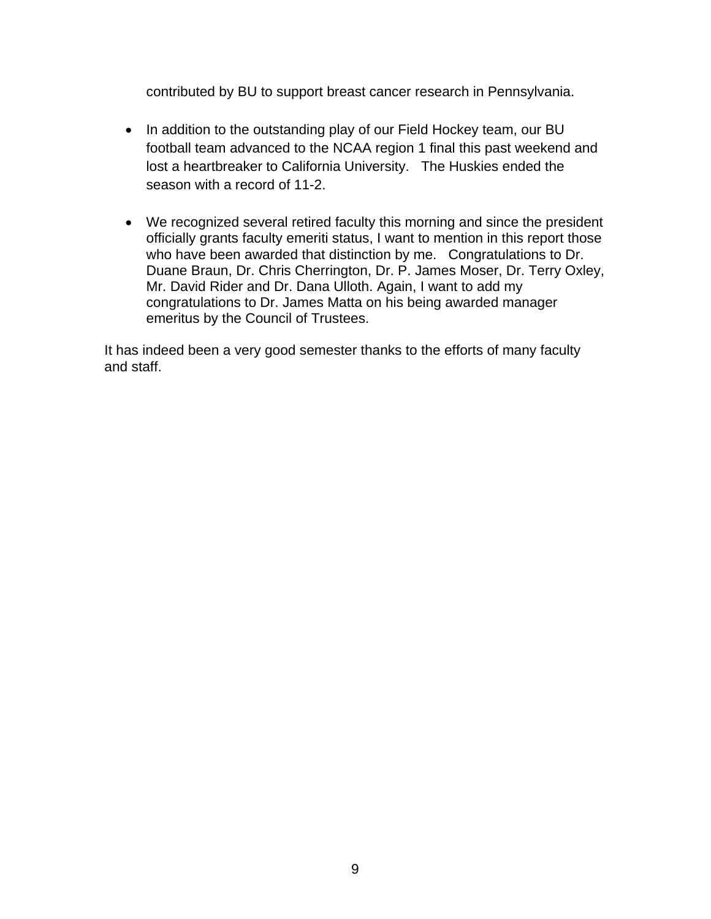contributed by BU to support breast cancer research in Pennsylvania.

- In addition to the outstanding play of our Field Hockey team, our BU football team advanced to the NCAA region 1 final this past weekend and lost a heartbreaker to California University. The Huskies ended the season with a record of 11-2.

- We recognized several retired faculty this morning and since the president officially grants faculty emeriti status, I want to mention in this report those who have been awarded that distinction by me. Congratulations to Dr. Duane Braun, Dr. Chris Cherrington, Dr. P. James Moser, Dr. Terry Oxley, Mr. David Rider and Dr. Dana Ulloth. Again, I want to add my congratulations to Dr. James Matta on his being awarded manager emeritus by the Council of Trustees.

It has indeed been a very good semester thanks to the efforts of many faculty and staff.